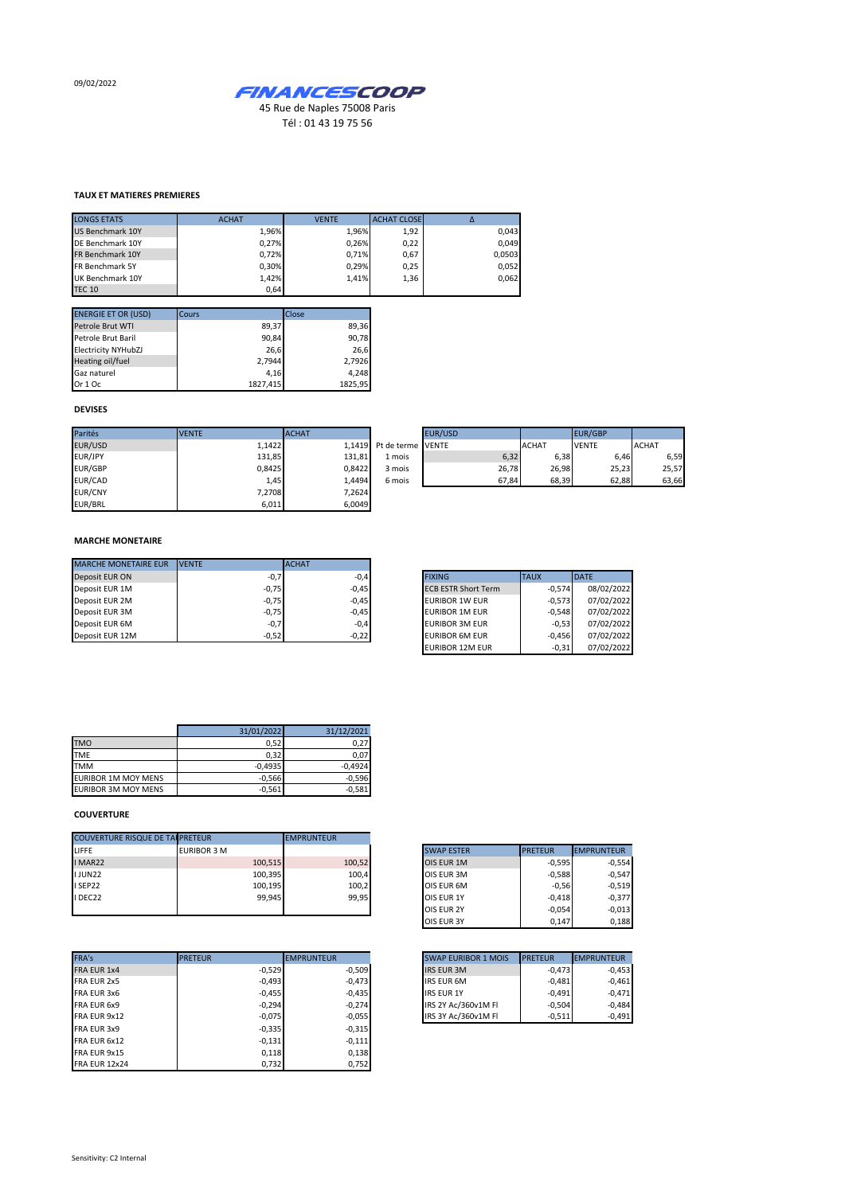09/02/2022

**FINANCESCOOP**

45 Rue de Naples 75008 Paris

Tél : 01 43 19 75 56

### TAUX ET MATIERES PREMIERES

| LONGS ETATS | ACHAT | VENTE | ACHAT CLOSE | Δ |
|---|---|---|---|---|
| US Benchmark 10Y | 1,96% | 1,96% | 1,92 | 0,043 |
| DE Benchmark 10Y | 0,27% | 0,26% | 0,22 | 0,049 |
| FR Benchmark 10Y | 0,72% | 0,71% | 0,67 | 0,0503 |
| FR Benchmark 5Y | 0,30% | 0,29% | 0,25 | 0,052 |
| UK Benchmark 10Y | 1,42% | 1,41% | 1,36 | 0,062 |
| TEC 10 | 0,64 | | | |

| ENERGIE ET OR (USD) | Cours | Close |
|---|---|---|
| Petrole Brut WTI | 89,37 | 89,36 |
| Petrole Brut Baril | 90,84 | 90,78 |
| Electricity NYHubZJ | 26,6 | 26,6 |
| Heating oil/fuel | 2,7944 | 2,7926 |
| Gaz naturel | 4,16 | 4,248 |
| Or 1 Oc | 1827,415 | 1825,95 |

### DEVISES

| Parités | VENTE | ACHAT |
|---|---|---|
| EUR/USD | 1,1422 | 1,1419 |
| EUR/JPY | 131,85 | 131,81 |
| EUR/GBP | 0,8425 | 0,8422 |
| EUR/CAD | 1,45 | 1,4494 |
| EUR/CNY | 7,2708 | 7,2624 |
| EUR/BRL | 6,011 | 6,0049 |

| | EUR/USD | | EUR/GBP | |
|---|---|---|---|---|
| Pt de terme | VENTE | ACHAT | VENTE | ACHAT |
| 1 mois | 6,32 | 6,38 | 6,46 | 6,59 |
| 3 mois | 26,78 | 26,98 | 25,23 | 25,57 |
| 6 mois | 67,84 | 68,39 | 62,88 | 63,66 |

### MARCHE MONETAIRE

| MARCHE MONETAIRE EUR | VENTE | ACHAT |
|---|---|---|
| Deposit EUR ON | -0,7 | -0,4 |
| Deposit EUR 1M | -0,75 | -0,45 |
| Deposit EUR 2M | -0,75 | -0,45 |
| Deposit EUR 3M | -0,75 | -0,45 |
| Deposit EUR 6M | -0,7 | -0,4 |
| Deposit EUR 12M | -0,52 | -0,22 |

| FIXING | TAUX | DATE |
|---|---|---|
| ECB ESTR Short Term | -0,574 | 08/02/2022 |
| EURIBOR 1W EUR | -0,573 | 07/02/2022 |
| EURIBOR 1M EUR | -0,548 | 07/02/2022 |
| EURIBOR 3M EUR | -0,53 | 07/02/2022 |
| EURIBOR 6M EUR | -0,456 | 07/02/2022 |
| EURIBOR 12M EUR | -0,31 | 07/02/2022 |

| | 31/01/2022 | 31/12/2021 |
|---|---|---|
| TMO | 0,52 | 0,27 |
| TME | 0,32 | 0,07 |
| TMM | -0,4935 | -0,4924 |
| EURIBOR 1M MOY MENS | -0,566 | -0,596 |
| EURIBOR 3M MOY MENS | -0,561 | -0,581 |

### COUVERTURE

| COUVERTURE RISQUE DE TAUX | PRETEUR | EMPRUNTEUR |
|---|---|---|
| LIFFE | EURIBOR 3 M | |
| I MAR22 | 100,515 | 100,52 |
| I JUN22 | 100,395 | 100,4 |
| I SEP22 | 100,195 | 100,2 |
| I DEC22 | 99,945 | 99,95 |

| SWAP ESTER | PRETEUR | EMPRUNTEUR |
|---|---|---|
| OIS EUR 1M | -0,595 | -0,554 |
| OIS EUR 3M | -0,588 | -0,547 |
| OIS EUR 6M | -0,56 | -0,519 |
| OIS EUR 1Y | -0,418 | -0,377 |
| OIS EUR 2Y | -0,054 | -0,013 |
| OIS EUR 3Y | 0,147 | 0,188 |

| FRA's | PRETEUR | EMPRUNTEUR |
|---|---|---|
| FRA EUR 1x4 | -0,529 | -0,509 |
| FRA EUR 2x5 | -0,493 | -0,473 |
| FRA EUR 3x6 | -0,455 | -0,435 |
| FRA EUR 6x9 | -0,294 | -0,274 |
| FRA EUR 9x12 | -0,075 | -0,055 |
| FRA EUR 3x9 | -0,335 | -0,315 |
| FRA EUR 6x12 | -0,131 | -0,111 |
| FRA EUR 9x15 | 0,118 | 0,138 |
| FRA EUR 12x24 | 0,732 | 0,752 |

| SWAP EURIBOR 1 MOIS | PRETEUR | EMPRUNTEUR |
|---|---|---|
| IRS EUR 3M | -0,473 | -0,453 |
| IRS EUR 6M | -0,481 | -0,461 |
| IRS EUR 1Y | -0,491 | -0,471 |
| IRS 2Y Ac/360v1M Fl | -0,504 | -0,484 |
| IRS 3Y Ac/360v1M Fl | -0,511 | -0,491 |

Sensitivity: C2 Internal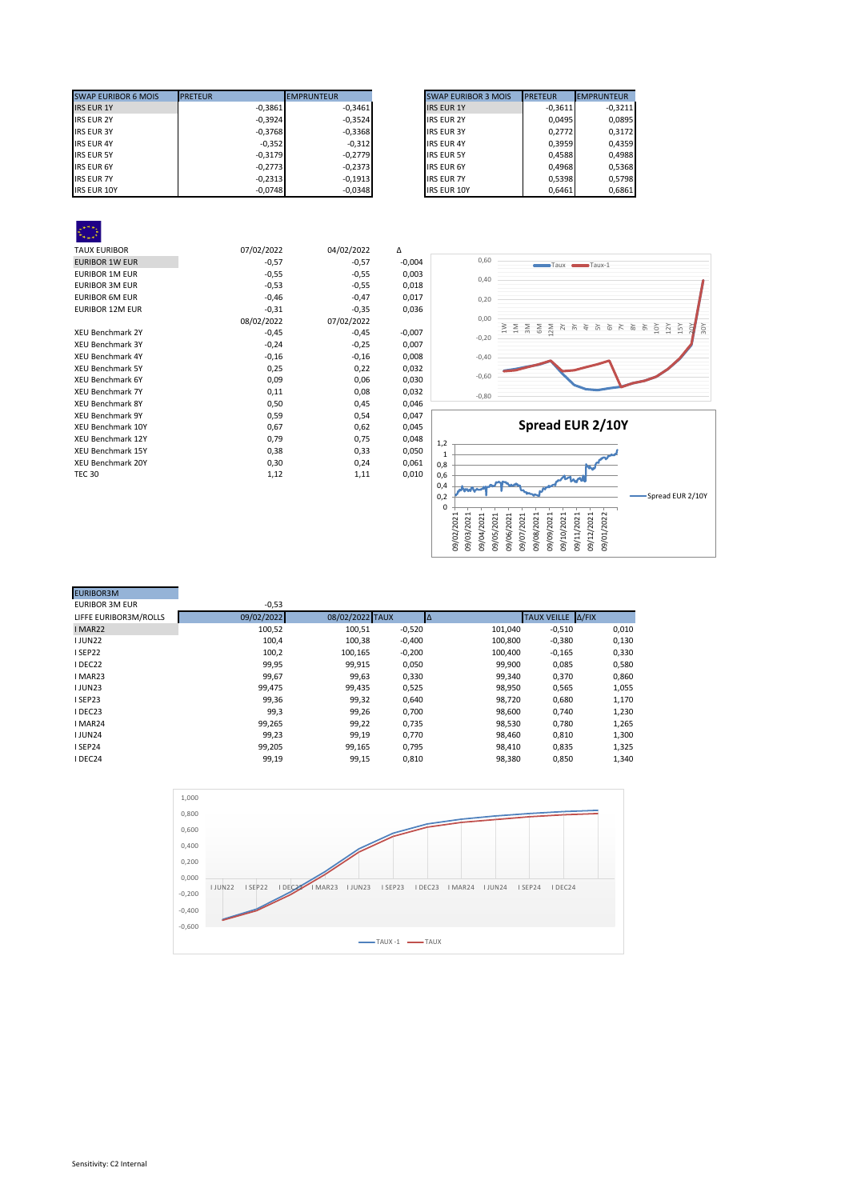| SWAP EURIBOR 6 MOIS | PRETEUR | EMPRUNTEUR |
|---|---|---|
| IRS EUR 1Y | -0,3861 | -0,3461 |
| IRS EUR 2Y | -0,3924 | -0,3524 |
| IRS EUR 3Y | -0,3768 | -0,3368 |
| IRS EUR 4Y | -0,352 | -0,312 |
| IRS EUR 5Y | -0,3179 | -0,2779 |
| IRS EUR 6Y | -0,2773 | -0,2373 |
| IRS EUR 7Y | -0,2313 | -0,1913 |
| IRS EUR 10Y | -0,0748 | -0,0348 |

| SWAP EURIBOR 3 MOIS | PRETEUR | EMPRUNTEUR |
|---|---|---|
| IRS EUR 1Y | -0,3611 | -0,3211 |
| IRS EUR 2Y | 0,0495 | 0,0895 |
| IRS EUR 3Y | 0,2772 | 0,3172 |
| IRS EUR 4Y | 0,3959 | 0,4359 |
| IRS EUR 5Y | 0,4588 | 0,4988 |
| IRS EUR 6Y | 0,4968 | 0,5368 |
| IRS EUR 7Y | 0,5398 | 0,5798 |
| IRS EUR 10Y | 0,6461 | 0,6861 |

| TAUX EURIBOR | 07/02/2022 | 04/02/2022 | Δ |
|---|---|---|---|
| EURIBOR 1W EUR | -0,57 | -0,57 | -0,004 |
| EURIBOR 1M EUR | -0,55 | -0,55 | 0,003 |
| EURIBOR 3M EUR | -0,53 | -0,55 | 0,018 |
| EURIBOR 6M EUR | -0,46 | -0,47 | 0,017 |
| EURIBOR 12M EUR | -0,31 | -0,35 | 0,036 |
| | 08/02/2022 | 07/02/2022 | |
| XEU Benchmark 2Y | -0,45 | -0,45 | -0,007 |
| XEU Benchmark 3Y | -0,24 | -0,25 | 0,007 |
| XEU Benchmark 4Y | -0,16 | -0,16 | 0,008 |
| XEU Benchmark 5Y | 0,25 | 0,22 | 0,032 |
| XEU Benchmark 6Y | 0,09 | 0,06 | 0,030 |
| XEU Benchmark 7Y | 0,11 | 0,08 | 0,032 |
| XEU Benchmark 8Y | 0,50 | 0,45 | 0,046 |
| XEU Benchmark 9Y | 0,59 | 0,54 | 0,047 |
| XEU Benchmark 10Y | 0,67 | 0,62 | 0,045 |
| XEU Benchmark 12Y | 0,79 | 0,75 | 0,048 |
| XEU Benchmark 15Y | 0,38 | 0,33 | 0,050 |
| XEU Benchmark 20Y | 0,30 | 0,24 | 0,061 |
| TEC 30 | 1,12 | 1,11 | 0,010 |

## Spread EUR 2/10Y

| EURIBOR3M | | | | | | |
|---|---|---|---|---|---|---|
| EURIBOR 3M EUR | -0,53 | | | | | |
| LIFFE EURIBOR3M/ROLLS | 09/02/2022 | 08/02/2022 | TAUX | Δ | TAUX VEILLE | Δ/FIX |
| I MAR22 | 100,52 | 100,51 | -0,520 | 101,040 | -0,510 | 0,010 |
| I JUN22 | 100,4 | 100,38 | -0,400 | 100,800 | -0,380 | 0,130 |
| I SEP22 | 100,2 | 100,165 | -0,200 | 100,400 | -0,165 | 0,330 |
| I DEC22 | 99,95 | 99,915 | 0,050 | 99,900 | 0,085 | 0,580 |
| I MAR23 | 99,67 | 99,63 | 0,330 | 99,340 | 0,370 | 0,860 |
| I JUN23 | 99,475 | 99,435 | 0,525 | 98,950 | 0,565 | 1,055 |
| I SEP23 | 99,36 | 99,32 | 0,640 | 98,720 | 0,680 | 1,170 |
| I DEC23 | 99,3 | 99,26 | 0,700 | 98,600 | 0,740 | 1,230 |
| I MAR24 | 99,265 | 99,22 | 0,735 | 98,530 | 0,780 | 1,265 |
| I JUN24 | 99,23 | 99,19 | 0,770 | 98,460 | 0,810 | 1,300 |
| I SEP24 | 99,205 | 99,165 | 0,795 | 98,410 | 0,835 | 1,325 |
| I DEC24 | 99,19 | 99,15 | 0,810 | 98,380 | 0,850 | 1,340 |

Sensitivity: C2 Internal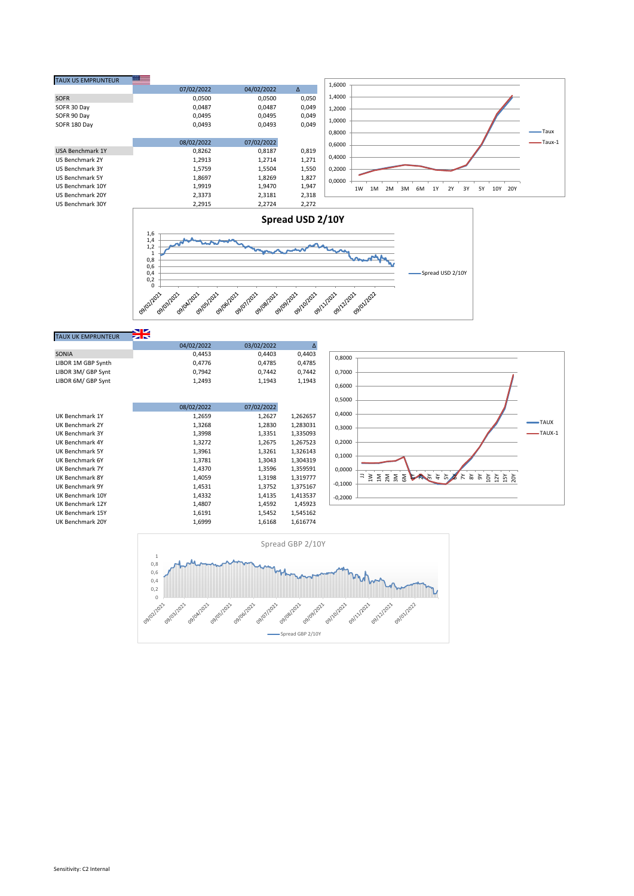## TAUX US EMPRUNTEUR

| | 07/02/2022 | 04/02/2022 | Δ |
|---|---|---|---|
| SOFR | 0,0500 | 0,0500 | 0,050 |
| SOFR 30 Day | 0,0487 | 0,0487 | 0,049 |
| SOFR 90 Day | 0,0495 | 0,0495 | 0,049 |
| SOFR 180 Day | 0,0493 | 0,0493 | 0,049 |

| | 08/02/2022 | 07/02/2022 | |
|---|---|---|---|
| USA Benchmark 1Y | 0,8262 | 0,8187 | 0,819 |
| US Benchmark 2Y | 1,2913 | 1,2714 | 1,271 |
| US Benchmark 3Y | 1,5759 | 1,5504 | 1,550 |
| US Benchmark 5Y | 1,8697 | 1,8269 | 1,827 |
| US Benchmark 10Y | 1,9919 | 1,9470 | 1,947 |
| US Benchmark 20Y | 2,3373 | 2,3181 | 2,318 |
| US Benchmark 30Y | 2,2915 | 2,2724 | 2,272 |

1,6000
1,4000
1,2000
1,0000
0,8000
0,6000
0,4000
0,2000
0,0000
1W 1M 2M 3M 6M 1Y 2Y 3Y 5Y 10Y 20Y
Taux
Taux-1

**Spread USD 2/10Y**

1,6
1,4
1,2
1
0,8
0,6
0,4
0,2
0
09/02/2021 09/03/2021 09/04/2021 09/05/2021 09/06/2021 09/07/2021 09/08/2021 09/09/2021 09/10/2021 09/11/2021 09/12/2021 09/01/2022
Spread USD 2/10Y

## TAUX UK EMPRUNTEUR

| | 04/02/2022 | 03/02/2022 | Δ |
|---|---|---|---|
| SONIA | 0,4453 | 0,4403 | 0,4403 |
| LIBOR 1M GBP Synth | 0,4776 | 0,4785 | 0,4785 |
| LIBOR 3M/ GBP Synt | 0,7942 | 0,7442 | 0,7442 |
| LIBOR 6M/ GBP Synt | 1,2493 | 1,1943 | 1,1943 |

| | 08/02/2022 | 07/02/2022 | |
|---|---|---|---|
| UK Benchmark 1Y | 1,2659 | 1,2627 | 1,262657 |
| UK Benchmark 2Y | 1,3268 | 1,2830 | 1,283031 |
| UK Benchmark 3Y | 1,3998 | 1,3351 | 1,335093 |
| UK Benchmark 4Y | 1,3272 | 1,2675 | 1,267523 |
| UK Benchmark 5Y | 1,3961 | 1,3261 | 1,326143 |
| UK Benchmark 6Y | 1,3781 | 1,3043 | 1,304319 |
| UK Benchmark 7Y | 1,4370 | 1,3596 | 1,359591 |
| UK Benchmark 8Y | 1,4059 | 1,3198 | 1,319777 |
| UK Benchmark 9Y | 1,4531 | 1,3752 | 1,375167 |
| UK Benchmark 10Y | 1,4332 | 1,4135 | 1,413537 |
| UK Benchmark 12Y | 1,4807 | 1,4592 | 1,45923 |
| UK Benchmark 15Y | 1,6191 | 1,5452 | 1,545162 |
| UK Benchmark 20Y | 1,6999 | 1,6168 | 1,616774 |

0,8000
0,7000
0,6000
0,5000
0,4000
0,3000
0,2000
0,1000
0,0000
-0,1000
-0,2000
JJ 1W 1M 2M 3M 6M 1Y 2Y 3Y 4Y 5Y 6Y 7Y 8Y 9Y 10Y 12Y 15Y 20Y
TAUX
TAUX-1

Spread GBP 2/10Y

1
0,8
0,6
0,4
0,2
0
09/02/2021 09/03/2021 09/04/2021 09/05/2021 09/06/2021 09/07/2021 09/08/2021 09/09/2021 09/10/2021 09/11/2021 09/12/2021 09/01/2022
Spread GBP 2/10Y

Sensitivity: C2 Internal